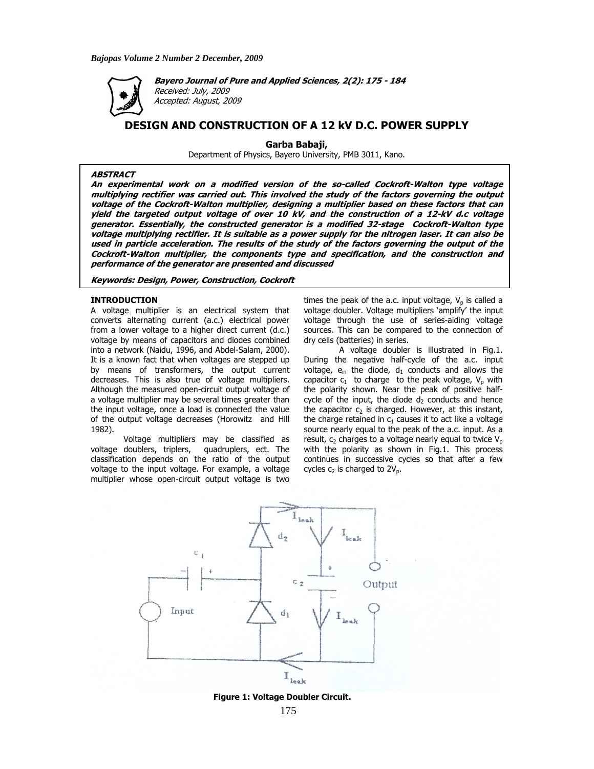**Bayero Journal of Pure and Applied Sciences, 2(2): 175 - 184**

*Received: July, 2009*

*Accepted: August, 2009*

# DESIGN AND CONSTRUCTION OF A 12 kV D.C. POWER SUPPLY

**Garba Babaji,**

Department of Physics, Bayero University, PMB 3011, Kano.

**ABSTRACT**

***An experimental work on a modified version of the so-called Cockroft-Walton type voltage multiplying rectifier was carried out. This involved the study of the factors governing the output voltage of the Cockroft-Walton multiplier, designing a multiplier based on these factors that can yield the targeted output voltage of over 10 kV, and the construction of a 12-kV d.c voltage generator. Essentially, the constructed generator is a modified 32-stage Cockroft-Walton type voltage multiplying rectifier. It is suitable as a power supply for the nitrogen laser. It can also be used in particle acceleration. The results of the study of the factors governing the output of the Cockroft-Walton multiplier, the components type and specification, and the construction and performance of the generator are presented and discussed***

***Keywords: Design, Power, Construction, Cockroft***

## INTRODUCTION

A voltage multiplier is an electrical system that converts alternating current (a.c.) electrical power from a lower voltage to a higher direct current (d.c.) voltage by means of capacitors and diodes combined into a network (Naidu, 1996, and Abdel-Salam, 2000). It is a known fact that when voltages are stepped up by means of transformers, the output current decreases. This is also true of voltage multipliers. Although the measured open-circuit output voltage of a voltage multiplier may be several times greater than the input voltage, once a load is connected the value of the output voltage decreases (Horowitz and Hill 1982).

Voltage multipliers may be classified as voltage doublers, triplers, quadruplers, ect. The classification depends on the ratio of the output voltage to the input voltage. For example, a voltage multiplier whose open-circuit output voltage is two times the peak of the a.c. input voltage, $V_p$ is called a voltage doubler. Voltage multipliers 'amplify' the input voltage through the use of series-aiding voltage sources. This can be compared to the connection of dry cells (batteries) in series.

A voltage doubler is illustrated in Fig.1. During the negative half-cycle of the a.c. input voltage, $e_{in}$ the diode, $d_1$ conducts and allows the capacitor $c_1$ to charge to the peak voltage, $V_p$ with the polarity shown. Near the peak of positive half-cycle of the input, the diode $d_2$ conducts and hence the capacitor $c_2$ is charged. However, at this instant, the charge retained in $c_1$ causes it to act like a voltage source nearly equal to the peak of the a.c. input. As a result, $c_2$ charges to a voltage nearly equal to twice $V_p$ with the polarity as shown in Fig.1. This process continues in successive cycles so that after a few cycles $c_2$ is charged to $2V_p$.

**Figure 1: Voltage Doubler Circuit.**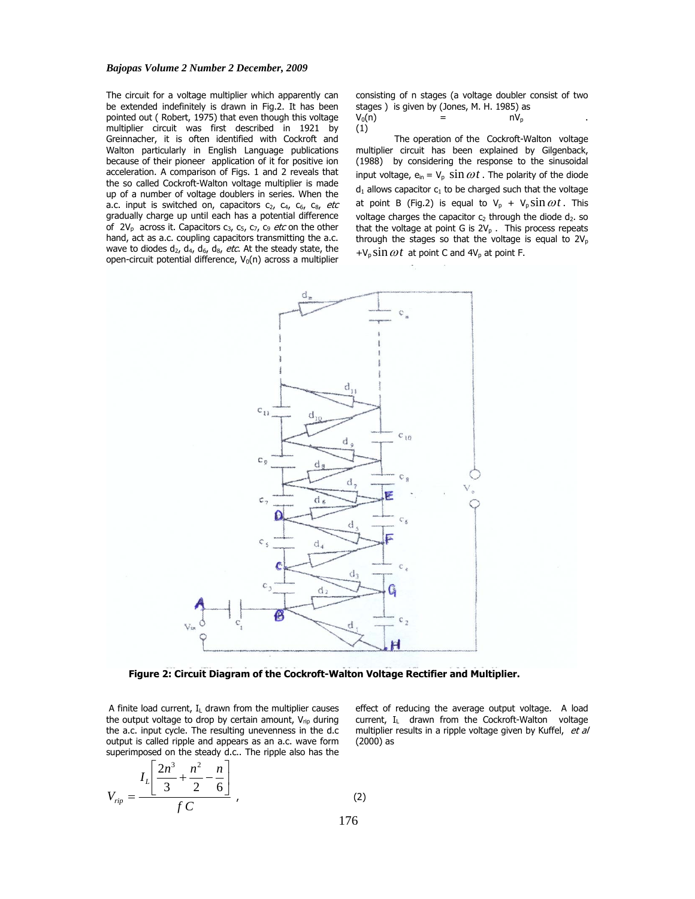The circuit for a voltage multiplier which apparently can be extended indefinitely is drawn in Fig.2. It has been pointed out ( Robert, 1975) that even though this voltage multiplier circuit was first described in 1921 by Greinnacher, it is often identified with Cockroft and Walton particularly in English Language publications because of their pioneer application of it for positive ion acceleration. A comparison of Figs. 1 and 2 reveals that the so called Cockroft-Walton voltage multiplier is made up of a number of voltage doublers in series. When the a.c. input is switched on, capacitors $c_2$, $c_4$, $c_6$, $c_8$, *etc* gradually charge up until each has a potential difference of $2V_p$ across it. Capacitors $c_3$, $c_5$, $c_7$, $c_9$ *etc* on the other hand, act as a.c. coupling capacitors transmitting the a.c. wave to diodes $d_2$, $d_4$, $d_6$, $d_8$, *etc*. At the steady state, the open-circuit potential difference, $V_0(n)$ across a multiplier consisting of n stages (a voltage doubler consist of two stages ) is given by (Jones, M. H. 1985) as

$$V_0(n) = nV_p \quad (1)$$

The operation of the Cockroft-Walton voltage multiplier circuit has been explained by Gilgenback, (1988) by considering the response to the sinusoidal input voltage, $e_{in} = V_p \sin \omega t$. The polarity of the diode $d_1$ allows capacitor $c_1$ to be charged such that the voltage at point B (Fig.2) is equal to $V_p + V_p \sin \omega t$. This voltage charges the capacitor $c_2$ through the diode $d_2$. so that the voltage at point G is $2V_p$ . This process repeats through the stages so that the voltage is equal to $2V_p + V_p \sin \omega t$ at point C and $4V_p$ at point F.

**Figure 2: Circuit Diagram of the Cockroft-Walton Voltage Rectifier and Multiplier.**

A finite load current, $I_L$ drawn from the multiplier causes the output voltage to drop by certain amount, $V_{rip}$ during the a.c. input cycle. The resulting unevenness in the d.c output is called ripple and appears as an a.c. wave form superimposed on the steady d.c.. The ripple also has the effect of reducing the average output voltage. A load current, $I_L$ drawn from the Cockroft-Walton voltage multiplier results in a ripple voltage given by Kuffel, *et al* (2000) as

$$V_{rip} = \frac{I_L\left[\dfrac{2n^3}{3} + \dfrac{n^2}{2} - \dfrac{n}{6}\right]}{f\,C}, \quad (2)$$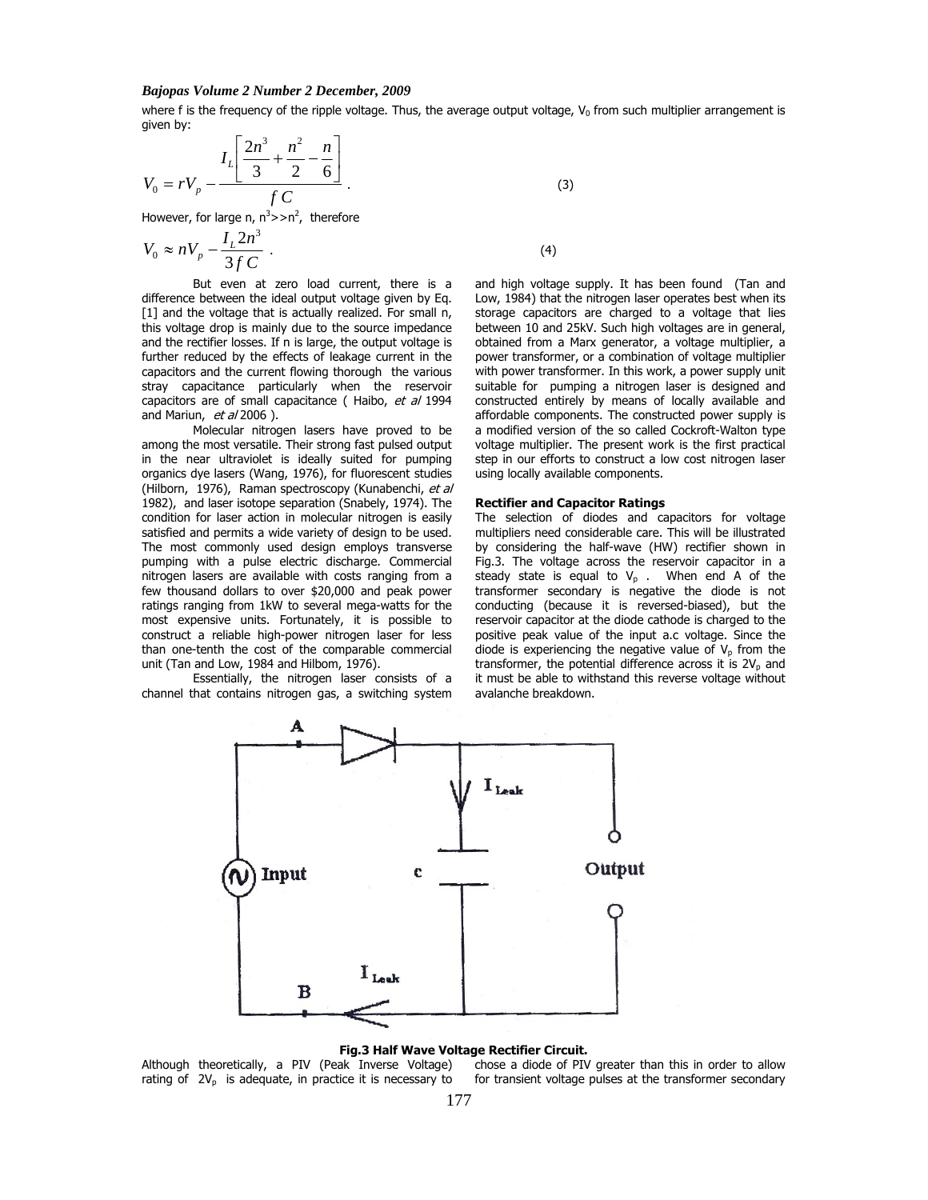where f is the frequency of the ripple voltage. Thus, the average output voltage, $V_0$ from such multiplier arrangement is given by:

$$V_0 = rV_p - \frac{I_L\left[\frac{2n^3}{3} + \frac{n^2}{2} - \frac{n}{6}\right]}{f\,C} \quad (3)$$

However, for large n, $n^3 >> n^2$, therefore

$$V_0 \approx nV_p - \frac{I_L 2n^3}{3fC} \quad (4)$$

But even at zero load current, there is a difference between the ideal output voltage given by Eq. [1] and the voltage that is actually realized. For small n, this voltage drop is mainly due to the source impedance and the rectifier losses. If n is large, the output voltage is further reduced by the effects of leakage current in the capacitors and the current flowing thorough the various stray capacitance particularly when the reservoir capacitors are of small capacitance ( Haibo, *et al* 1994 and Mariun, *et al* 2006 ).

Molecular nitrogen lasers have proved to be among the most versatile. Their strong fast pulsed output in the near ultraviolet is ideally suited for pumping organics dye lasers (Wang, 1976), for fluorescent studies (Hilborn, 1976), Raman spectroscopy (Kunabenchi, *et al* 1982), and laser isotope separation (Snabely, 1974). The condition for laser action in molecular nitrogen is easily satisfied and permits a wide variety of design to be used. The most commonly used design employs transverse pumping with a pulse electric discharge. Commercial nitrogen lasers are available with costs ranging from a few thousand dollars to over $20,000 and peak power ratings ranging from 1kW to several mega-watts for the most expensive units. Fortunately, it is possible to construct a reliable high-power nitrogen laser for less than one-tenth the cost of the comparable commercial unit (Tan and Low, 1984 and Hilbom, 1976).

Essentially, the nitrogen laser consists of a channel that contains nitrogen gas, a switching system and high voltage supply. It has been found (Tan and Low, 1984) that the nitrogen laser operates best when its storage capacitors are charged to a voltage that lies between 10 and 25kV. Such high voltages are in general, obtained from a Marx generator, a voltage multiplier, a power transformer, or a combination of voltage multiplier with power transformer. In this work, a power supply unit suitable for pumping a nitrogen laser is designed and constructed entirely by means of locally available and affordable components. The constructed power supply is a modified version of the so called Cockroft-Walton type voltage multiplier. The present work is the first practical step in our efforts to construct a low cost nitrogen laser using locally available components.

**Rectifier and Capacitor Ratings**

The selection of diodes and capacitors for voltage multipliers need considerable care. This will be illustrated by considering the half-wave (HW) rectifier shown in Fig.3. The voltage across the reservoir capacitor in a steady state is equal to $V_p$ . When end A of the transformer secondary is negative the diode is not conducting (because it is reversed-biased), but the reservoir capacitor at the diode cathode is charged to the positive peak value of the input a.c voltage. Since the diode is experiencing the negative value of $V_p$ from the transformer, the potential difference across it is $2V_p$ and it must be able to withstand this reverse voltage without avalanche breakdown.

**Fig.3 Half Wave Voltage Rectifier Circuit.**

Although theoretically, a PIV (Peak Inverse Voltage) rating of $2V_p$ is adequate, in practice it is necessary to chose a diode of PIV greater than this in order to allow for transient voltage pulses at the transformer secondary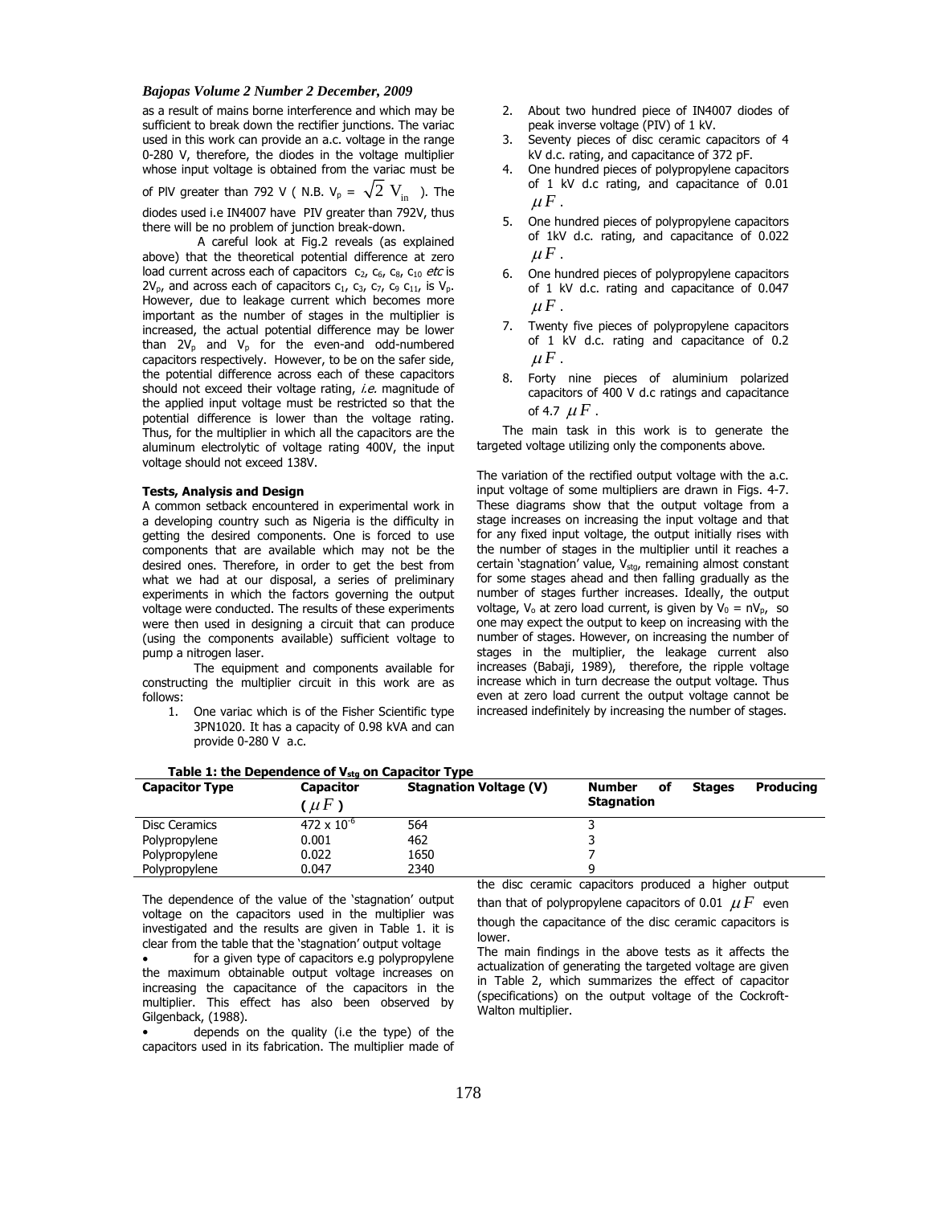as a result of mains borne interference and which may be sufficient to break down the rectifier junctions. The variac used in this work can provide an a.c. voltage in the range 0-280 V, therefore, the diodes in the voltage multiplier whose input voltage is obtained from the variac must be of PIV greater than 792 V ( N.B. $V_p = \sqrt{2}\ V_{in}$ ). The diodes used i.e IN4007 have PIV greater than 792V, thus there will be no problem of junction break-down.

A careful look at Fig.2 reveals (as explained above) that the theoretical potential difference at zero load current across each of capacitors $c_2$, $c_6$, $c_8$, $c_{10}$ *etc* is $2V_p$, and across each of capacitors $c_1$, $c_3$, $c_7$, $c_9$ $c_{11}$, is $V_p$. However, due to leakage current which becomes more important as the number of stages in the multiplier is increased, the actual potential difference may be lower than $2V_p$ and $V_p$ for the even-and odd-numbered capacitors respectively. However, to be on the safer side, the potential difference across each of these capacitors should not exceed their voltage rating, *i.e.* magnitude of the applied input voltage must be restricted so that the potential difference is lower than the voltage rating. Thus, for the multiplier in which all the capacitors are the aluminum electrolytic of voltage rating 400V, the input voltage should not exceed 138V.

**Tests, Analysis and Design**

A common setback encountered in experimental work in a developing country such as Nigeria is the difficulty in getting the desired components. One is forced to use components that are available which may not be the desired ones. Therefore, in order to get the best from what we had at our disposal, a series of preliminary experiments in which the factors governing the output voltage were conducted. The results of these experiments were then used in designing a circuit that can produce (using the components available) sufficient voltage to pump a nitrogen laser.

The equipment and components available for constructing the multiplier circuit in this work are as follows:

1. One variac which is of the Fisher Scientific type 3PN1020. It has a capacity of 0.98 kVA and can provide 0-280 V a.c.
2. About two hundred piece of IN4007 diodes of peak inverse voltage (PIV) of 1 kV.
3. Seventy pieces of disc ceramic capacitors of 4 kV d.c. rating, and capacitance of 372 pF.
4. One hundred pieces of polypropylene capacitors of 1 kV d.c rating, and capacitance of 0.01 $\mu F$.
5. One hundred pieces of polypropylene capacitors of 1kV d.c. rating, and capacitance of 0.022 $\mu F$.
6. One hundred pieces of polypropylene capacitors of 1 kV d.c. rating and capacitance of 0.047 $\mu F$.
7. Twenty five pieces of polypropylene capacitors of 1 kV d.c. rating and capacitance of 0.2 $\mu F$.
8. Forty nine pieces of aluminium polarized capacitors of 400 V d.c ratings and capacitance of 4.7 $\mu F$.

The main task in this work is to generate the targeted voltage utilizing only the components above.

The variation of the rectified output voltage with the a.c. input voltage of some multipliers are drawn in Figs. 4-7. These diagrams show that the output voltage from a stage increases on increasing the input voltage and that for any fixed input voltage, the output initially rises with the number of stages in the multiplier until it reaches a certain 'stagnation' value, $V_{stg}$, remaining almost constant for some stages ahead and then falling gradually as the number of stages further increases. Ideally, the output voltage, $V_o$ at zero load current, is given by $V_0 = nV_p$, so one may expect the output to keep on increasing with the number of stages. However, on increasing the number of stages in the multiplier, the leakage current also increases (Babaji, 1989), therefore, the ripple voltage increase which in turn decrease the output voltage. Thus even at zero load current the output voltage cannot be increased indefinitely by increasing the number of stages.

**Table 1: the Dependence of $V_{stg}$ on Capacitor Type**

| Capacitor Type | Capacitor ($\mu F$) | Stagnation Voltage (V) | Number of Stages Producing Stagnation |
|---|---|---|---|
| Disc Ceramics | $472 \times 10^{-6}$ | 564 | 3 |
| Polypropylene | 0.001 | 462 | 3 |
| Polypropylene | 0.022 | 1650 | 7 |
| Polypropylene | 0.047 | 2340 | 9 |

The dependence of the value of the 'stagnation' output voltage on the capacitors used in the multiplier was investigated and the results are given in Table 1. it is clear from the table that the 'stagnation' output voltage

- for a given type of capacitors e.g polypropylene the maximum obtainable output voltage increases on increasing the capacitance of the capacitors in the multiplier. This effect has also been observed by Gilgenback, (1988).
- depends on the quality (i.e the type) of the capacitors used in its fabrication. The multiplier made of the disc ceramic capacitors produced a higher output than that of polypropylene capacitors of 0.01 $\mu F$ even though the capacitance of the disc ceramic capacitors is lower.

The main findings in the above tests as it affects the actualization of generating the targeted voltage are given in Table 2, which summarizes the effect of capacitor (specifications) on the output voltage of the Cockroft-Walton multiplier.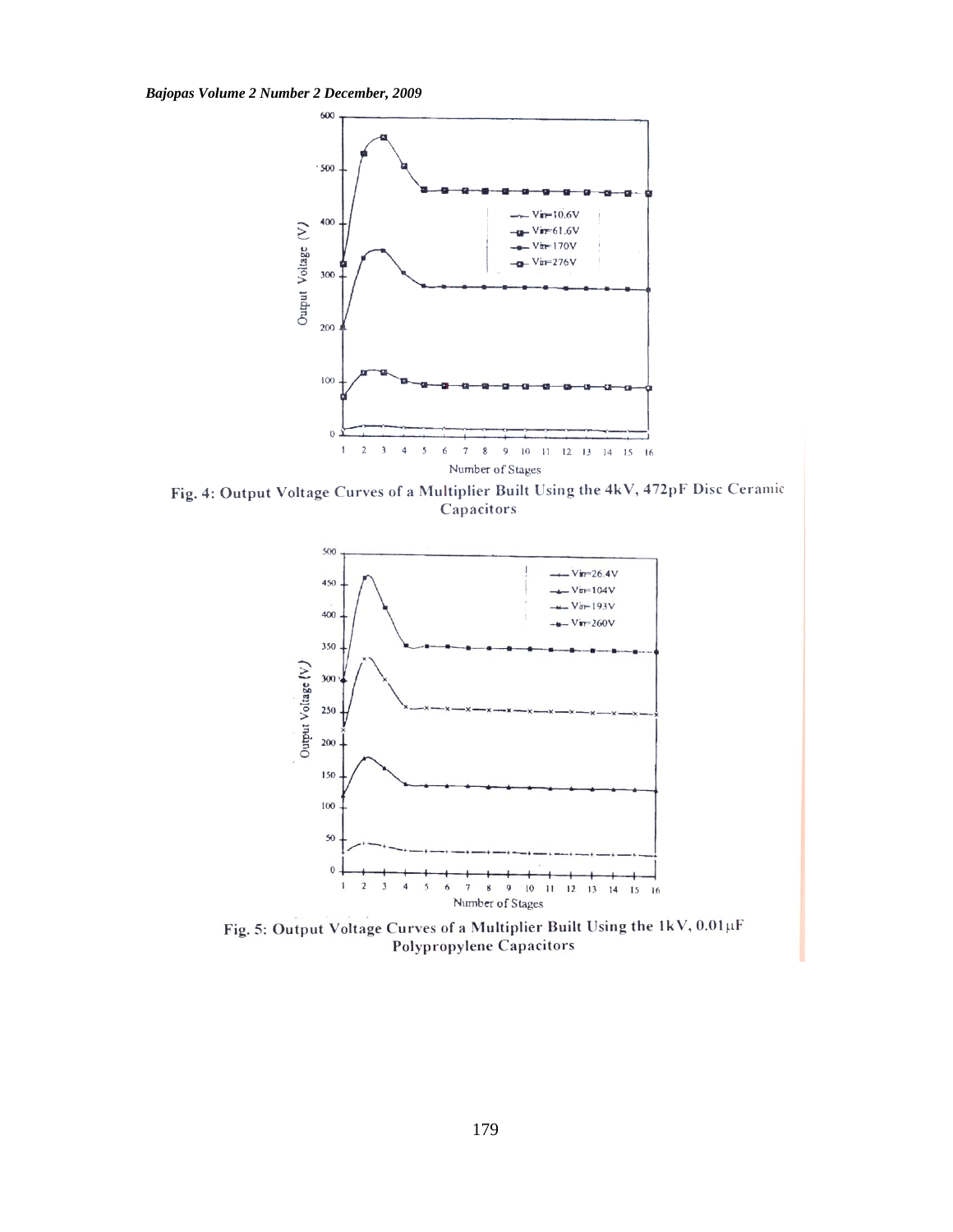Fig. 4: Output Voltage Curves of a Multiplier Built Using the 4kV, 472pF Disc Ceramic Capacitors

Fig. 5: Output Voltage Curves of a Multiplier Built Using the 1kV, 0.01μF Polypropylene Capacitors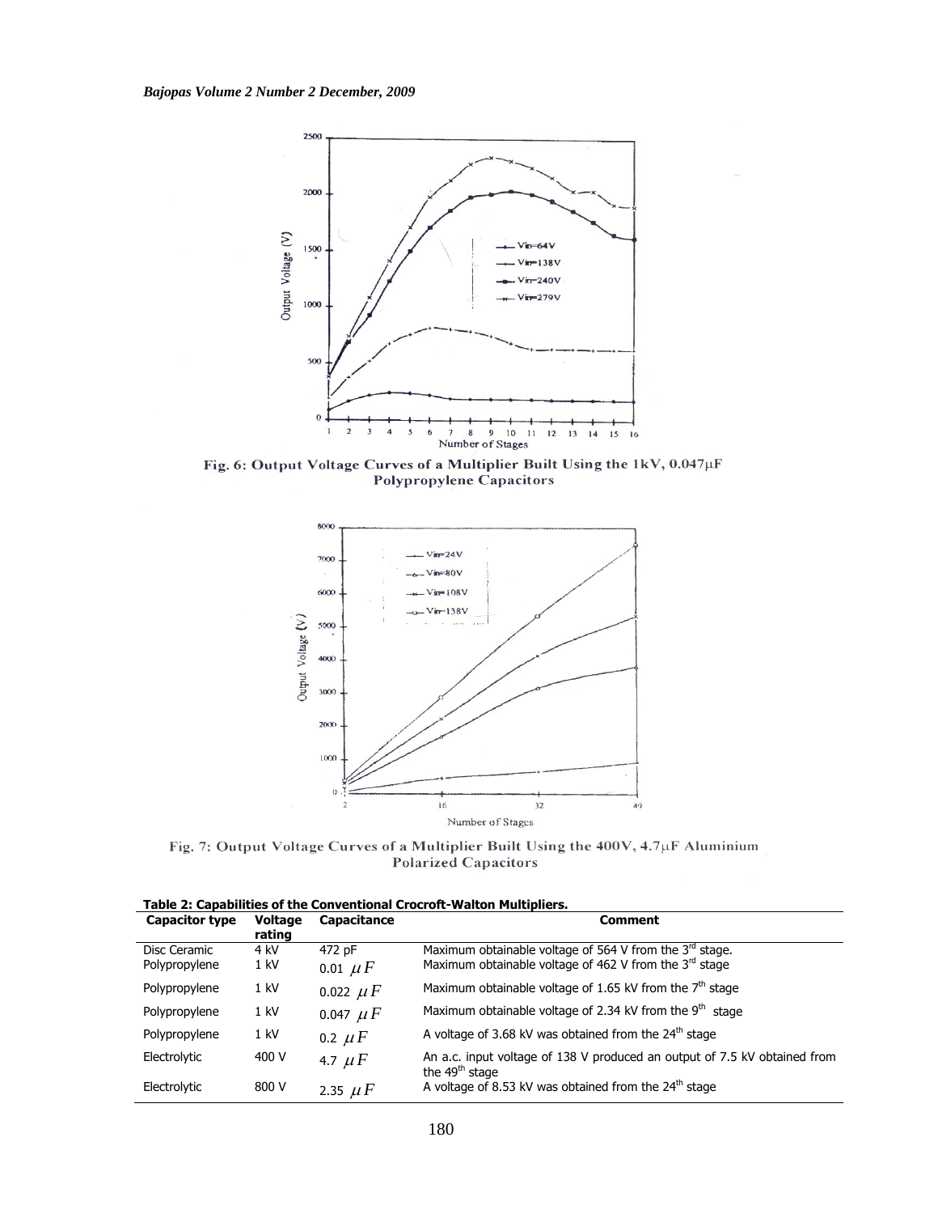Fig. 6: Output Voltage Curves of a Multiplier Built Using the 1kV, 0.047μF Polypropylene Capacitors

Fig. 7: Output Voltage Curves of a Multiplier Built Using the 400V, 4.7μF Aluminium Polarized Capacitors

**Table 2: Capabilities of the Conventional Crocroft-Walton Multipliers.**

| Capacitor type | Voltage rating | Capacitance | Comment |
|---|---|---|---|
| Disc Ceramic | 4 kV | 472 pF | Maximum obtainable voltage of 564 V from the 3rd stage. |
| Polypropylene | 1 kV | 0.01 $\mu F$ | Maximum obtainable voltage of 462 V from the 3rd stage |
| Polypropylene | 1 kV | 0.022 $\mu F$ | Maximum obtainable voltage of 1.65 kV from the 7th stage |
| Polypropylene | 1 kV | 0.047 $\mu F$ | Maximum obtainable voltage of 2.34 kV from the 9th stage |
| Polypropylene | 1 kV | 0.2 $\mu F$ | A voltage of 3.68 kV was obtained from the 24th stage |
| Electrolytic | 400 V | 4.7 $\mu F$ | An a.c. input voltage of 138 V produced an output of 7.5 kV obtained from the 49th stage |
| Electrolytic | 800 V | 2.35 $\mu F$ | A voltage of 8.53 kV was obtained from the 24th stage |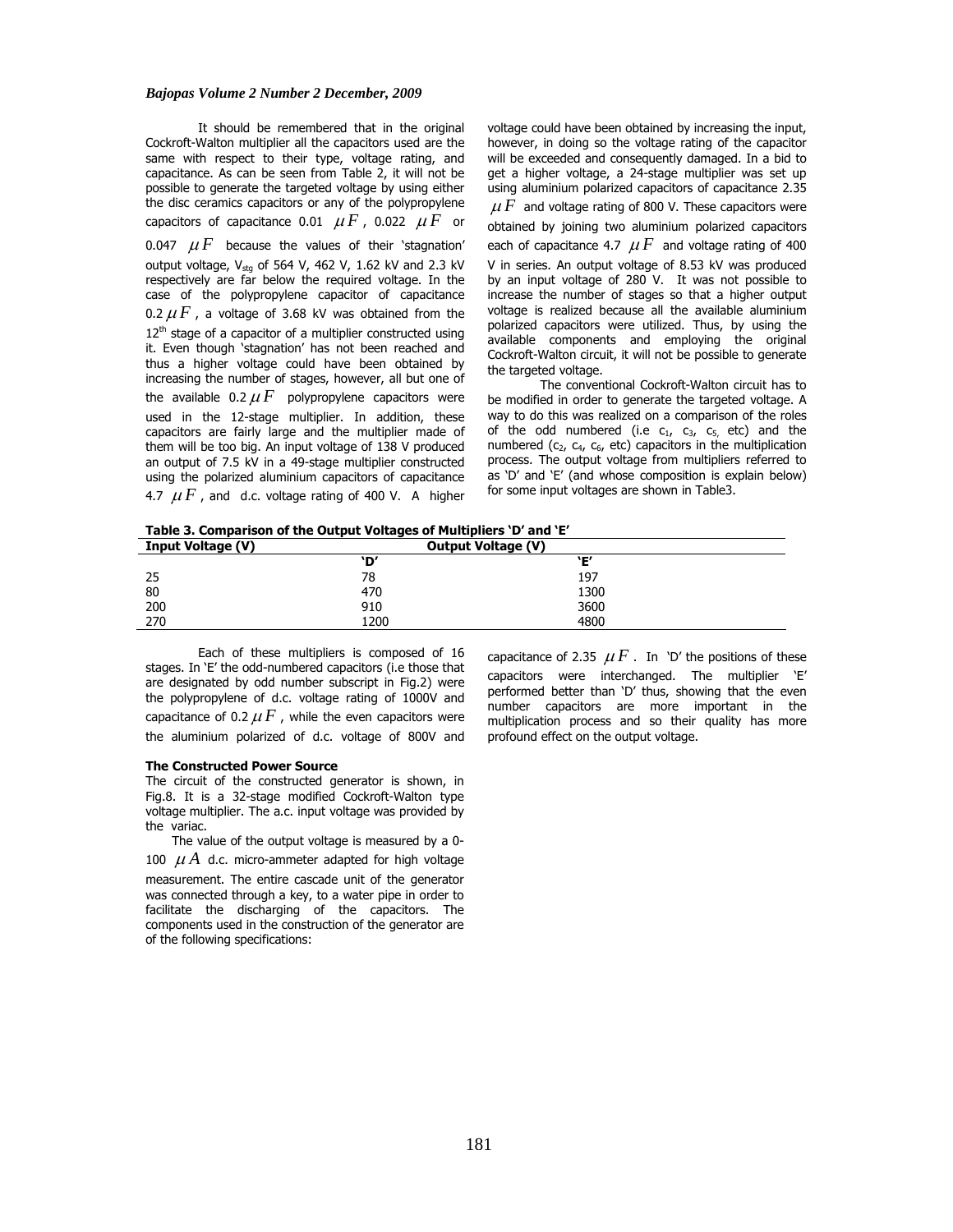It should be remembered that in the original Cockroft-Walton multiplier all the capacitors used are the same with respect to their type, voltage rating, and capacitance. As can be seen from Table 2, it will not be possible to generate the targeted voltage by using either the disc ceramics capacitors or any of the polypropylene capacitors of capacitance 0.01 $\mu F$, 0.022 $\mu F$ or 0.047 $\mu F$ because the values of their 'stagnation' output voltage, $V_{stg}$ of 564 V, 462 V, 1.62 kV and 2.3 kV respectively are far below the required voltage. In the case of the polypropylene capacitor of capacitance 0.2 $\mu F$, a voltage of 3.68 kV was obtained from the 12[th] stage of a capacitor of a multiplier constructed using it. Even though 'stagnation' has not been reached and thus a higher voltage could have been obtained by increasing the number of stages, however, all but one of the available 0.2 $\mu F$ polypropylene capacitors were used in the 12-stage multiplier. In addition, these capacitors are fairly large and the multiplier made of them will be too big. An input voltage of 138 V produced an output of 7.5 kV in a 49-stage multiplier constructed using the polarized aluminium capacitors of capacitance 4.7 $\mu F$, and d.c. voltage rating of 400 V. A higher voltage could have been obtained by increasing the input, however, in doing so the voltage rating of the capacitor will be exceeded and consequently damaged. In a bid to get a higher voltage, a 24-stage multiplier was set up using aluminium polarized capacitors of capacitance 2.35 $\mu F$ and voltage rating of 800 V. These capacitors were obtained by joining two aluminium polarized capacitors each of capacitance 4.7 $\mu F$ and voltage rating of 400 V in series. An output voltage of 8.53 kV was produced by an input voltage of 280 V. It was not possible to increase the number of stages so that a higher output voltage is realized because all the available aluminium polarized capacitors were utilized. Thus, by using the available components and employing the original Cockroft-Walton circuit, it will not be possible to generate the targeted voltage.

The conventional Cockroft-Walton circuit has to be modified in order to generate the targeted voltage. A way to do this was realized on a comparison of the roles of the odd numbered (i.e $c_1$, $c_3$, $c_5$, etc) and the numbered ($c_2$, $c_4$, $c_6$, etc) capacitors in the multiplication process. The output voltage from multipliers referred to as 'D' and 'E' (and whose composition is explain below) for some input voltages are shown in Table3.

**Table 3. Comparison of the Output Voltages of Multipliers 'D' and 'E'**

| Input Voltage (V) | Output Voltage (V) | |
|---|---|---|
| | 'D' | 'E' |
| 25 | 78 | 197 |
| 80 | 470 | 1300 |
| 200 | 910 | 3600 |
| 270 | 1200 | 4800 |

Each of these multipliers is composed of 16 stages. In 'E' the odd-numbered capacitors (i.e those that are designated by odd number subscript in Fig.2) were the polypropylene of d.c. voltage rating of 1000V and capacitance of 0.2 $\mu F$, while the even capacitors were the aluminium polarized of d.c. voltage of 800V and capacitance of 2.35 $\mu F$. In 'D' the positions of these capacitors were interchanged. The multiplier 'E' performed better than 'D' thus, showing that the even number capacitors are more important in the multiplication process and so their quality has more profound effect on the output voltage.

**The Constructed Power Source**

The circuit of the constructed generator is shown, in Fig.8. It is a 32-stage modified Cockroft-Walton type voltage multiplier. The a.c. input voltage was provided by the variac.

The value of the output voltage is measured by a 0-100 $\mu A$ d.c. micro-ammeter adapted for high voltage measurement. The entire cascade unit of the generator was connected through a key, to a water pipe in order to facilitate the discharging of the capacitors. The components used in the construction of the generator are of the following specifications: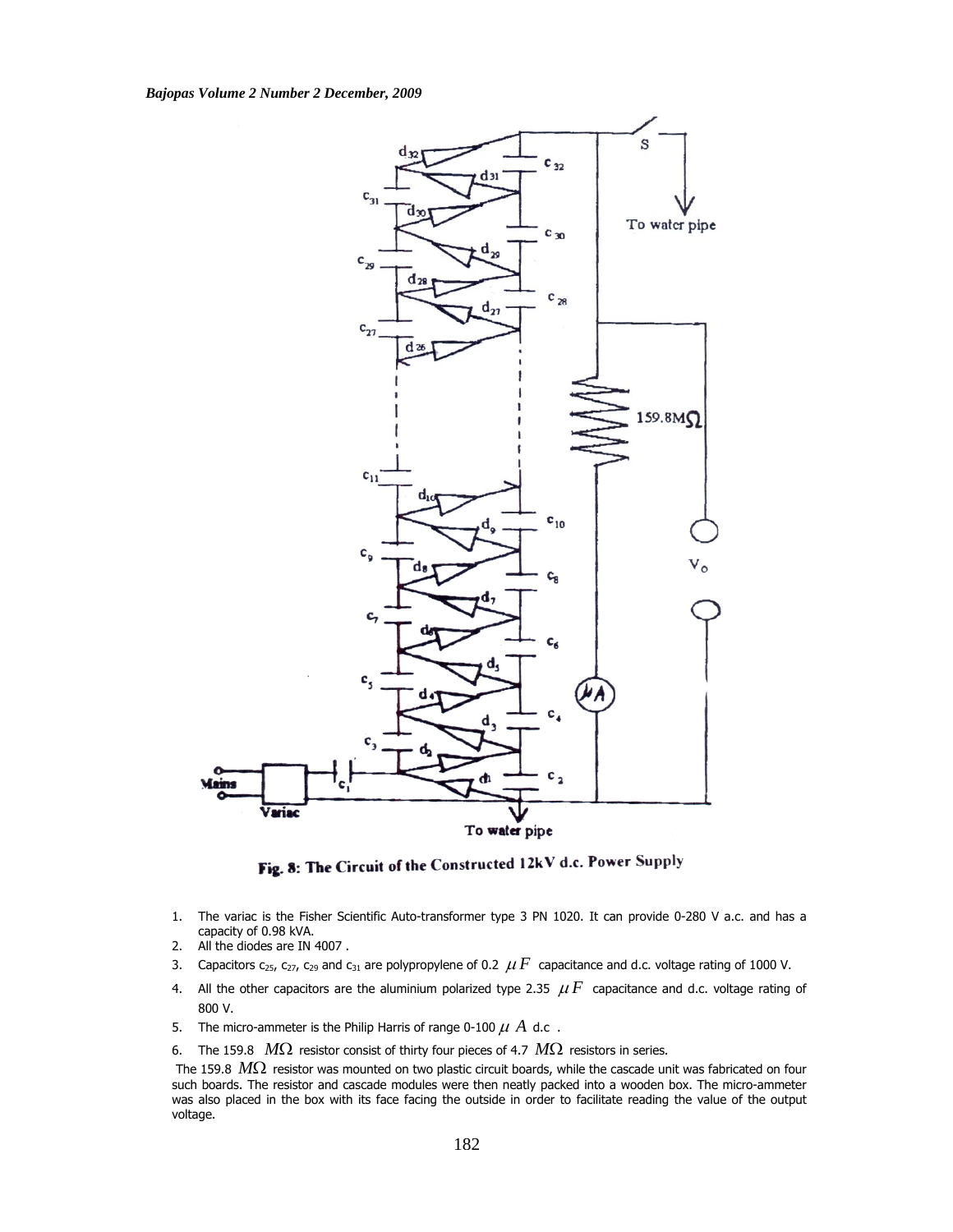Fig. 8: The Circuit of the Constructed 12kV d.c. Power Supply

1. The variac is the Fisher Scientific Auto-transformer type 3 PN 1020. It can provide 0-280 V a.c. and has a capacity of 0.98 kVA.
2. All the diodes are IN 4007 .
3. Capacitors $c_{25}$, $c_{27}$, $c_{29}$ and $c_{31}$ are polypropylene of 0.2 $\mu F$ capacitance and d.c. voltage rating of 1000 V.
4. All the other capacitors are the aluminium polarized type 2.35 $\mu F$ capacitance and d.c. voltage rating of 800 V.
5. The micro-ammeter is the Philip Harris of range 0-100 $\mu A$ d.c .
6. The 159.8 $M\Omega$ resistor consist of thirty four pieces of 4.7 $M\Omega$ resistors in series.

The 159.8 $M\Omega$ resistor was mounted on two plastic circuit boards, while the cascade unit was fabricated on four such boards. The resistor and cascade modules were then neatly packed into a wooden box. The micro-ammeter was also placed in the box with its face facing the outside in order to facilitate reading the value of the output voltage.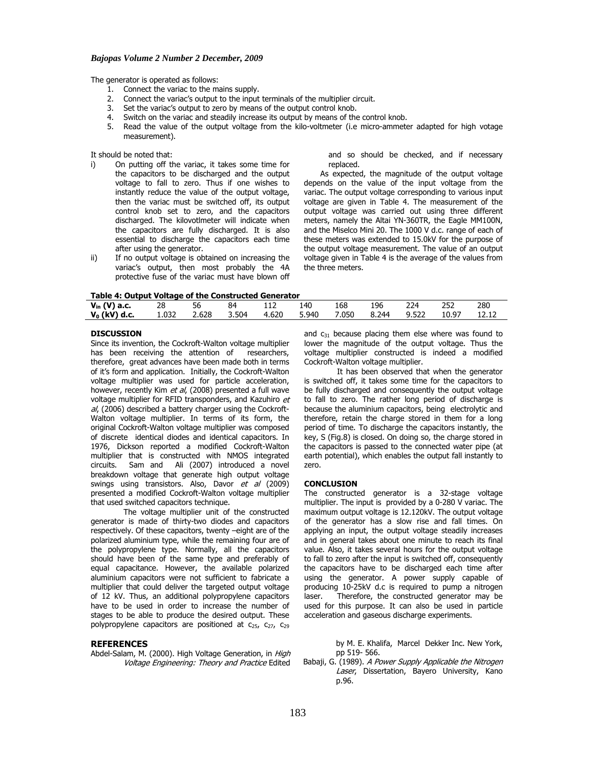The generator is operated as follows:

1. Connect the variac to the mains supply.
2. Connect the variac's output to the input terminals of the multiplier circuit.
3. Set the variac's output to zero by means of the output control knob.
4. Switch on the variac and steadily increase its output by means of the control knob.
5. Read the value of the output voltage from the kilo-voltmeter (i.e micro-ammeter adapted for high votage measurement).

It should be noted that:

i) On putting off the variac, it takes some time for the capacitors to be discharged and the output voltage to fall to zero. Thus if one wishes to instantly reduce the value of the output voltage, then the variac must be switched off, its output control knob set to zero, and the capacitors discharged. The kilovotlmeter will indicate when the capacitors are fully discharged. It is also essential to discharge the capacitors each time after using the generator.

ii) If no output voltage is obtained on increasing the variac's output, then most probably the 4A protective fuse of the variac must have blown off and so should be checked, and if necessary replaced.

As expected, the magnitude of the output voltage depends on the value of the input voltage from the variac. The output voltage corresponding to various input voltage are given in Table 4. The measurement of the output voltage was carried out using three different meters, namely the Altai YN-360TR, the Eagle MM100N, and the Miselco Mini 20. The 1000 V d.c. range of each of these meters was extended to 15.0kV for the purpose of the output voltage measurement. The value of an output voltage given in Table 4 is the average of the values from the three meters.

**Table 4: Output Voltage of the Constructed Generator**

| $V_{in}$ (V) a.c. | 28 | 56 | 84 | 112 | 140 | 168 | 196 | 224 | 252 | 280 |
|---|---|---|---|---|---|---|---|---|---|---|
| $V_0$ (kV) d.c. | 1.032 | 2.628 | 3.504 | 4.620 | 5.940 | 7.050 | 8.244 | 9.522 | 10.97 | 12.12 |

## DISCUSSION

Since its invention, the Cockroft-Walton voltage multiplier has been receiving the attention of researchers, therefore, great advances have been made both in terms of it's form and application. Initially, the Cockroft-Walton voltage multiplier was used for particle acceleration, however, recently Kim *et al*, (2008) presented a full wave voltage multiplier for RFID transponders, and Kazuhiro *et al*, (2006) described a battery charger using the Cockroft-Walton voltage multiplier. In terms of its form, the original Cockroft-Walton voltage multiplier was composed of discrete identical diodes and identical capacitors. In 1976, Dickson reported a modified Cockroft-Walton multiplier that is constructed with NMOS integrated circuits. Sam and Ali (2007) introduced a novel breakdown voltage that generate high output voltage swings using transistors. Also, Davor *et al* (2009) presented a modified Cockroft-Walton voltage multiplier that used switched capacitors technique.

The voltage multiplier unit of the constructed generator is made of thirty-two diodes and capacitors respectively. Of these capacitors, twenty –eight are of the polarized aluminium type, while the remaining four are of the polypropylene type. Normally, all the capacitors should have been of the same type and preferably of equal capacitance. However, the available polarized aluminium capacitors were not sufficient to fabricate a multiplier that could deliver the targeted output voltage of 12 kV. Thus, an additional polypropylene capacitors have to be used in order to increase the number of stages to be able to produce the desired output. These polypropylene capacitors are positioned at $c_{25}$, $c_{27}$, $c_{29}$ and $c_{31}$ because placing them else where was found to lower the magnitude of the output voltage. Thus the voltage multiplier constructed is indeed a modified Cockroft-Walton voltage multiplier.

It has been observed that when the generator is switched off, it takes some time for the capacitors to be fully discharged and consequently the output voltage to fall to zero. The rather long period of discharge is because the aluminium capacitors, being electrolytic and therefore, retain the charge stored in them for a long period of time. To discharge the capacitors instantly, the key, S (Fig.8) is closed. On doing so, the charge stored in the capacitors is passed to the connected water pipe (at earth potential), which enables the output fall instantly to zero.

## CONCLUSION

The constructed generator is a 32-stage voltage multiplier. The input is provided by a 0-280 V variac. The maximum output voltage is 12.120kV. The output voltage of the generator has a slow rise and fall times. On applying an input, the output voltage steadily increases and in general takes about one minute to reach its final value. Also, it takes several hours for the output voltage to fall to zero after the input is switched off, consequently the capacitors have to be discharged each time after using the generator. A power supply capable of producing 10-25kV d.c is required to pump a nitrogen laser. Therefore, the constructed generator may be used for this purpose. It can also be used in particle acceleration and gaseous discharge experiments.

## REFERENCES

Abdel-Salam, M. (2000). High Voltage Generation, in *High Voltage Engineering: Theory and Practice* Edited by M. E. Khalifa, Marcel Dekker Inc. New York, pp 519- 566.

Babaji, G. (1989). *A Power Supply Applicable the Nitrogen Laser*, Dissertation, Bayero University, Kano p.96.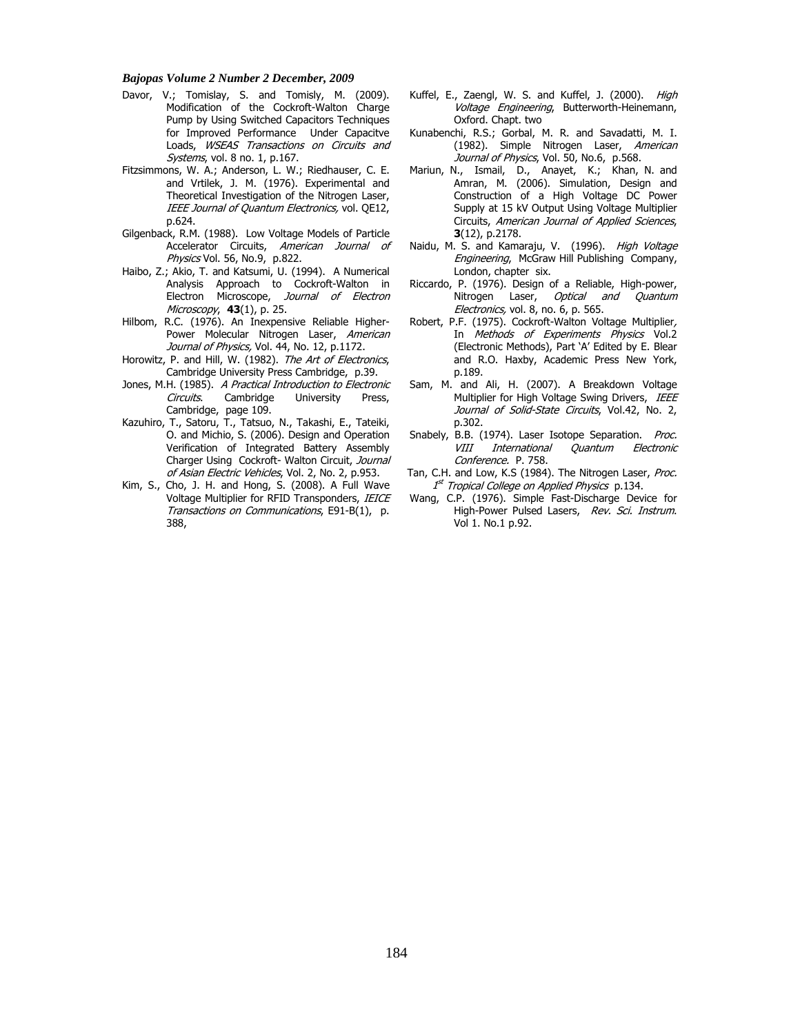Davor, V.; Tomislay, S. and Tomisly, M. (2009). Modification of the Cockroft-Walton Charge Pump by Using Switched Capacitors Techniques for Improved Performance Under Capacitve Loads, *WSEAS Transactions on Circuits and Systems*, vol. 8 no. 1, p.167.

Fitzsimmons, W. A.; Anderson, L. W.; Riedhauser, C. E. and Vrtilek, J. M. (1976). Experimental and Theoretical Investigation of the Nitrogen Laser, *IEEE Journal of Quantum Electronics,* vol. QE12, p.624.

Gilgenback, R.M. (1988). Low Voltage Models of Particle Accelerator Circuits, *American Journal of Physics* Vol. 56, No.9, p.822.

Haibo, Z.; Akio, T. and Katsumi, U. (1994). A Numerical Analysis Approach to Cockroft-Walton in Electron Microscope, *Journal of Electron Microscopy*, **43**(1), p. 25.

Hilbom, R.C. (1976). An Inexpensive Reliable Higher-Power Molecular Nitrogen Laser, *American Journal of Physics,* Vol. 44, No. 12, p.1172.

Horowitz, P. and Hill, W. (1982). *The Art of Electronics*, Cambridge University Press Cambridge, p.39.

Jones, M.H. (1985). *A Practical Introduction to Electronic Circuits*. Cambridge University Press, Cambridge, page 109.

Kazuhiro, T., Satoru, T., Tatsuo, N., Takashi, E., Tateiki, O. and Michio, S. (2006). Design and Operation Verification of Integrated Battery Assembly Charger Using Cockroft- Walton Circuit, *Journal of Asian Electric Vehicles*, Vol. 2, No. 2, p.953.

Kim, S., Cho, J. H. and Hong, S. (2008). A Full Wave Voltage Multiplier for RFID Transponders, *IEICE Transactions on Communications*, E91-B(1), p. 388,

Kuffel, E., Zaengl, W. S. and Kuffel, J. (2000). *High Voltage Engineering*, Butterworth-Heinemann, Oxford. Chapt. two

Kunabenchi, R.S.; Gorbal, M. R. and Savadatti, M. I. (1982). Simple Nitrogen Laser, *American Journal of Physics*, Vol. 50, No.6, p.568.

Mariun, N., Ismail, D., Anayet, K.; Khan, N. and Amran, M. (2006). Simulation, Design and Construction of a High Voltage DC Power Supply at 15 kV Output Using Voltage Multiplier Circuits, *American Journal of Applied Sciences*, **3**(12), p.2178.

Naidu, M. S. and Kamaraju, V. (1996). *High Voltage Engineering*, McGraw Hill Publishing Company, London, chapter six.

Riccardo, P. (1976). Design of a Reliable, High-power, Nitrogen Laser, *Optical and Quantum Electronics,* vol. 8, no. 6, p. 565.

Robert, P.F. (1975). Cockroft-Walton Voltage Multiplier, In *Methods of Experiments Physics* Vol.2 (Electronic Methods), Part 'A' Edited by E. Blear and R.O. Haxby, Academic Press New York, p.189.

Sam, M. and Ali, H. (2007). A Breakdown Voltage Multiplier for High Voltage Swing Drivers, *IEEE Journal of Solid-State Circuits*, Vol.42, No. 2, p.302.

Snabely, B.B. (1974). Laser Isotope Separation. *Proc. VIII International Quantum Electronic Conference.* P. 758.

Tan, C.H. and Low, K.S (1984). The Nitrogen Laser, *Proc. 1st Tropical College on Applied Physics* p.134.

Wang, C.P. (1976). Simple Fast-Discharge Device for High-Power Pulsed Lasers, *Rev. Sci. Instrum.* Vol 1. No.1 p.92.